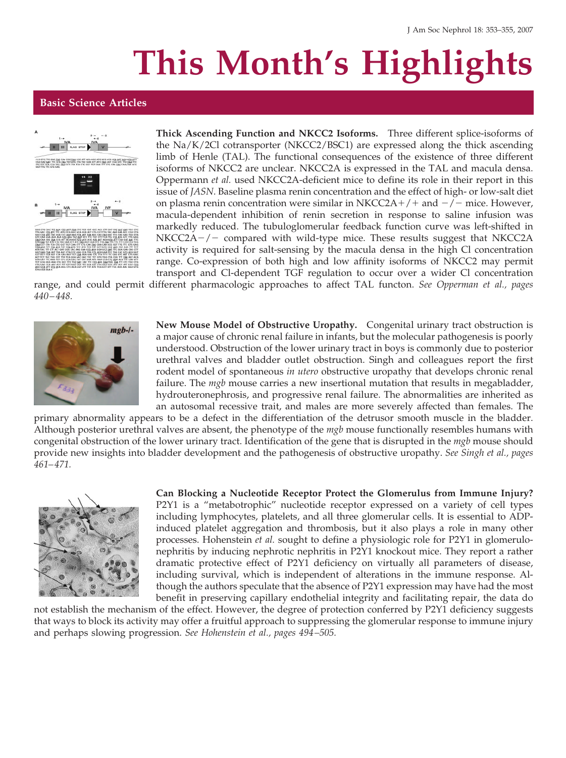# This Month's Highlights

## Basic Science Articles

**Thick Ascending Function and NKCC2 Isoforms.** Three different splice-isoforms of the Na/K/2Cl cotransporter (NKCC2/BSC1) are expressed along the thick ascending limb of Henle (TAL). The functional consequences of the existence of three different isoforms of NKCC2 are unclear. NKCC2A is expressed in the TAL and macula densa. Oppermann *et al.* used NKCC2A-deficient mice to define its role in their report in this issue of *JASN*. Baseline plasma renin concentration and the effect of high- or low-salt diet on plasma renin concentration were similar in NKCC2A+/+ and −/− mice. However, macula-dependent inhibition of renin secretion in response to saline infusion was markedly reduced. The tubuloglomerular feedback function curve was left-shifted in NKCC2A−/− compared with wild-type mice. These results suggest that NKCC2A activity is required for salt-sensing by the macula densa in the high Cl concentration range. Co-expression of both high and low affinity isoforms of NKCC2 may permit transport and Cl-dependent TGF regulation to occur over a wider Cl concentration range, and could permit different pharmacologic approaches to affect TAL functon. *See Opperman et al., pages 440–448.*

**New Mouse Model of Obstructive Uropathy.** Congenital urinary tract obstruction is a major cause of chronic renal failure in infants, but the molecular pathogenesis is poorly understood. Obstruction of the lower urinary tract in boys is commonly due to posterior urethral valves and bladder outlet obstruction. Singh and colleagues report the first rodent model of spontaneous *in utero* obstructive uropathy that develops chronic renal failure. The *mgb* mouse carries a new insertional mutation that results in megabladder, hydrouteronephrosis, and progressive renal failure. The abnormalities are inherited as an autosomal recessive trait, and males are more severely affected than females. The primary abnormality appears to be a defect in the differentiation of the detrusor smooth muscle in the bladder. Although posterior urethral valves are absent, the phenotype of the *mgb* mouse functionally resembles humans with congenital obstruction of the lower urinary tract. Identification of the gene that is disrupted in the *mgb* mouse should provide new insights into bladder development and the pathogenesis of obstructive uropathy. *See Singh et al., pages 461–471.*

**Can Blocking a Nucleotide Receptor Protect the Glomerulus from Immune Injury?** P2Y1 is a "metabotrophic" nucleotide receptor expressed on a variety of cell types including lymphocytes, platelets, and all three glomerular cells. It is essential to ADP-induced platelet aggregation and thrombosis, but it also plays a role in many other processes. Hohenstein *et al.* sought to define a physiologic role for P2Y1 in glomerulonephritis by inducing nephrotic nephritis in P2Y1 knockout mice. They report a rather dramatic protective effect of P2Y1 deficiency on virtually all parameters of disease, including survival, which is independent of alterations in the immune response. Although the authors speculate that the absence of P2Y1 expression may have had the most benefit in preserving capillary endothelial integrity and facilitating repair, the data do not establish the mechanism of the effect. However, the degree of protection conferred by P2Y1 deficiency suggests that ways to block its activity may offer a fruitful approach to suppressing the glomerular response to immune injury and perhaps slowing progression. *See Hohenstein et al., pages 494–505.*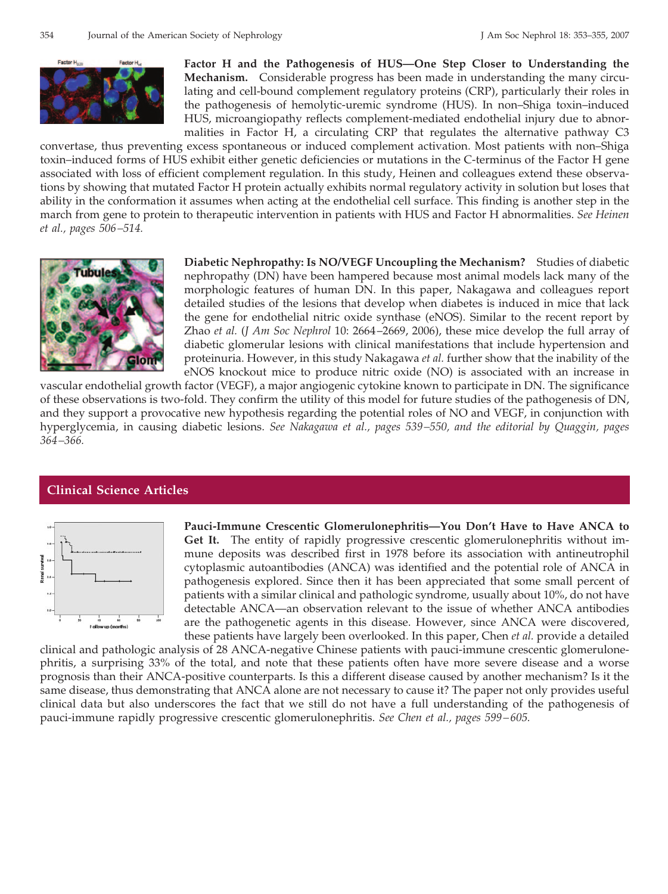**Factor H and the Pathogenesis of HUS—One Step Closer to Understanding the Mechanism.** Considerable progress has been made in understanding the many circulating and cell-bound complement regulatory proteins (CRP), particularly their roles in the pathogenesis of hemolytic-uremic syndrome (HUS). In non–Shiga toxin–induced HUS, microangiopathy reflects complement-mediated endothelial injury due to abnormalities in Factor H, a circulating CRP that regulates the alternative pathway C3 convertase, thus preventing excess spontaneous or induced complement activation. Most patients with non–Shiga toxin–induced forms of HUS exhibit either genetic deficiencies or mutations in the C-terminus of the Factor H gene associated with loss of efficient complement regulation. In this study, Heinen and colleagues extend these observations by showing that mutated Factor H protein actually exhibits normal regulatory activity in solution but loses that ability in the conformation it assumes when acting at the endothelial cell surface. This finding is another step in the march from gene to protein to therapeutic intervention in patients with HUS and Factor H abnormalities. *See Heinen et al., pages 506–514.*

**Diabetic Nephropathy: Is NO/VEGF Uncoupling the Mechanism?** Studies of diabetic nephropathy (DN) have been hampered because most animal models lack many of the morphologic features of human DN. In this paper, Nakagawa and colleagues report detailed studies of the lesions that develop when diabetes is induced in mice that lack the gene for endothelial nitric oxide synthase (eNOS). Similar to the recent report by Zhao *et al.* (*J Am Soc Nephrol* 10: 2664–2669, 2006), these mice develop the full array of diabetic glomerular lesions with clinical manifestations that include hypertension and proteinuria. However, in this study Nakagawa *et al.* further show that the inability of the eNOS knockout mice to produce nitric oxide (NO) is associated with an increase in vascular endothelial growth factor (VEGF), a major angiogenic cytokine known to participate in DN. The significance of these observations is two-fold. They confirm the utility of this model for future studies of the pathogenesis of DN, and they support a provocative new hypothesis regarding the potential roles of NO and VEGF, in conjunction with hyperglycemia, in causing diabetic lesions. *See Nakagawa et al., pages 539–550, and the editorial by Quaggin, pages 364–366.*

## Clinical Science Articles

**Pauci-Immune Crescentic Glomerulonephritis—You Don't Have to Have ANCA to Get It.** The entity of rapidly progressive crescentic glomerulonephritis without immune deposits was described first in 1978 before its association with antineutrophil cytoplasmic autoantibodies (ANCA) was identified and the potential role of ANCA in pathogenesis explored. Since then it has been appreciated that some small percent of patients with a similar clinical and pathologic syndrome, usually about 10%, do not have detectable ANCA—an observation relevant to the issue of whether ANCA antibodies are the pathogenetic agents in this disease. However, since ANCA were discovered, these patients have largely been overlooked. In this paper, Chen *et al.* provide a detailed clinical and pathologic analysis of 28 ANCA-negative Chinese patients with pauci-immune crescentic glomerulonephritis, a surprising 33% of the total, and note that these patients often have more severe disease and a worse prognosis than their ANCA-positive counterparts. Is this a different disease caused by another mechanism? Is it the same disease, thus demonstrating that ANCA alone are not necessary to cause it? The paper not only provides useful clinical data but also underscores the fact that we still do not have a full understanding of the pathogenesis of pauci-immune rapidly progressive crescentic glomerulonephritis. *See Chen et al., pages 599–605.*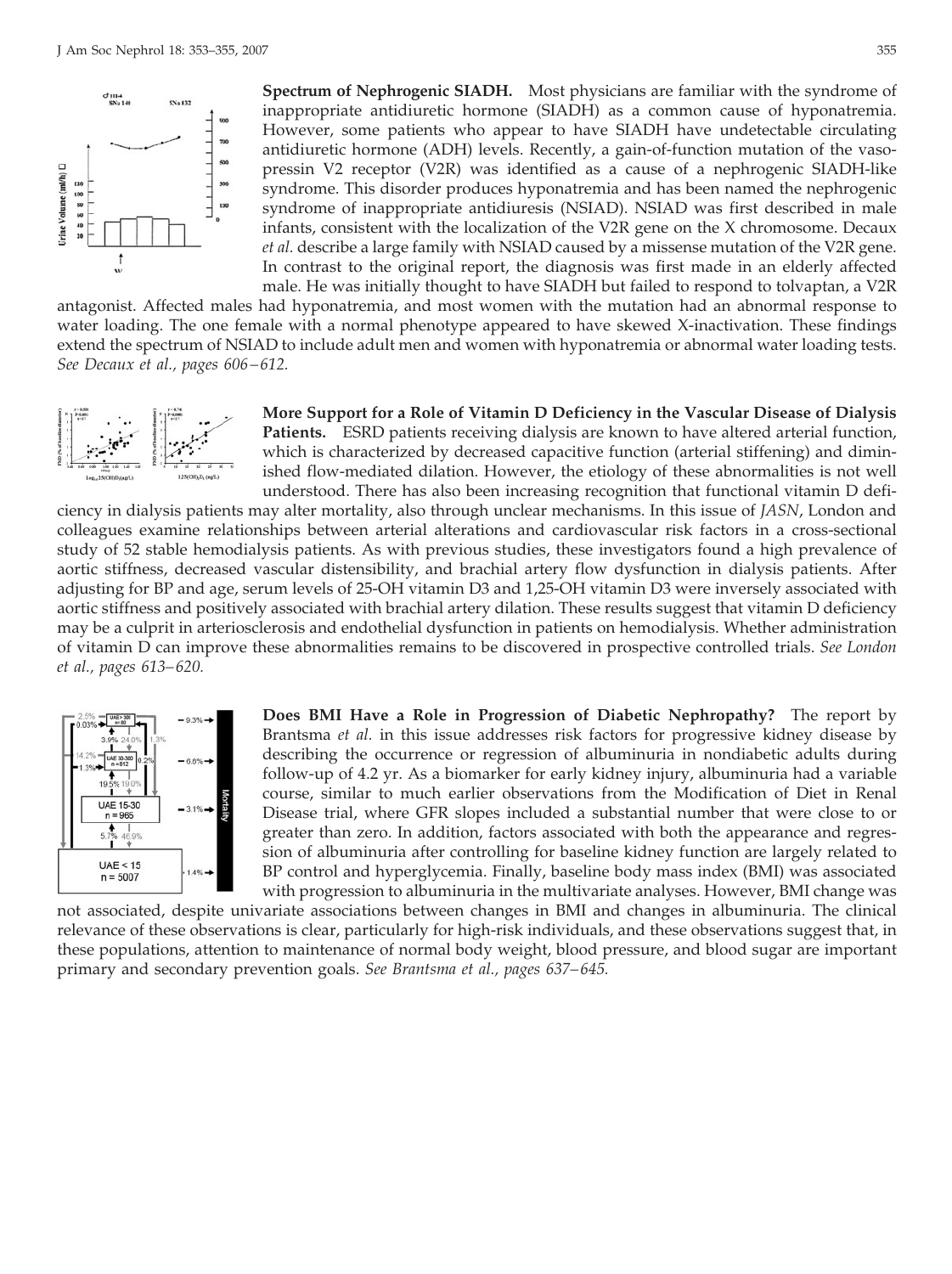**Spectrum of Nephrogenic SIADH.** Most physicians are familiar with the syndrome of inappropriate antidiuretic hormone (SIADH) as a common cause of hyponatremia. However, some patients who appear to have SIADH have undetectable circulating antidiuretic hormone (ADH) levels. Recently, a gain-of-function mutation of the vasopressin V2 receptor (V2R) was identified as a cause of a nephrogenic SIADH-like syndrome. This disorder produces hyponatremia and has been named the nephrogenic syndrome of inappropriate antidiuresis (NSIAD). NSIAD was first described in male infants, consistent with the localization of the V2R gene on the X chromosome. Decaux *et al.* describe a large family with NSIAD caused by a missense mutation of the V2R gene. In contrast to the original report, the diagnosis was first made in an elderly affected male. He was initially thought to have SIADH but failed to respond to tolvaptan, a V2R antagonist. Affected males had hyponatremia, and most women with the mutation had an abnormal response to water loading. The one female with a normal phenotype appeared to have skewed X-inactivation. These findings extend the spectrum of NSIAD to include adult men and women with hyponatremia or abnormal water loading tests. *See Decaux et al., pages 606–612.*

**More Support for a Role of Vitamin D Deficiency in the Vascular Disease of Dialysis Patients.** ESRD patients receiving dialysis are known to have altered arterial function, which is characterized by decreased capacitive function (arterial stiffening) and diminished flow-mediated dilation. However, the etiology of these abnormalities is not well understood. There has also been increasing recognition that functional vitamin D deficiency in dialysis patients may alter mortality, also through unclear mechanisms. In this issue of *JASN*, London and colleagues examine relationships between arterial alterations and cardiovascular risk factors in a cross-sectional study of 52 stable hemodialysis patients. As with previous studies, these investigators found a high prevalence of aortic stiffness, decreased vascular distensibility, and brachial artery flow dysfunction in dialysis patients. After adjusting for BP and age, serum levels of 25-OH vitamin D3 and 1,25-OH vitamin D3 were inversely associated with aortic stiffness and positively associated with brachial artery dilation. These results suggest that vitamin D deficiency may be a culprit in arteriosclerosis and endothelial dysfunction in patients on hemodialysis. Whether administration of vitamin D can improve these abnormalities remains to be discovered in prospective controlled trials. *See London et al., pages 613–620.*

**Does BMI Have a Role in Progression of Diabetic Nephropathy?** The report by Brantsma *et al.* in this issue addresses risk factors for progressive kidney disease by describing the occurrence or regression of albuminuria in nondiabetic adults during follow-up of 4.2 yr. As a biomarker for early kidney injury, albuminuria had a variable course, similar to much earlier observations from the Modification of Diet in Renal Disease trial, where GFR slopes included a substantial number that were close to or greater than zero. In addition, factors associated with both the appearance and regression of albuminuria after controlling for baseline kidney function are largely related to BP control and hyperglycemia. Finally, baseline body mass index (BMI) was associated with progression to albuminuria in the multivariate analyses. However, BMI change was not associated, despite univariate associations between changes in BMI and changes in albuminuria. The clinical relevance of these observations is clear, particularly for high-risk individuals, and these observations suggest that, in these populations, attention to maintenance of normal body weight, blood pressure, and blood sugar are important primary and secondary prevention goals. *See Brantsma et al., pages 637–645.*